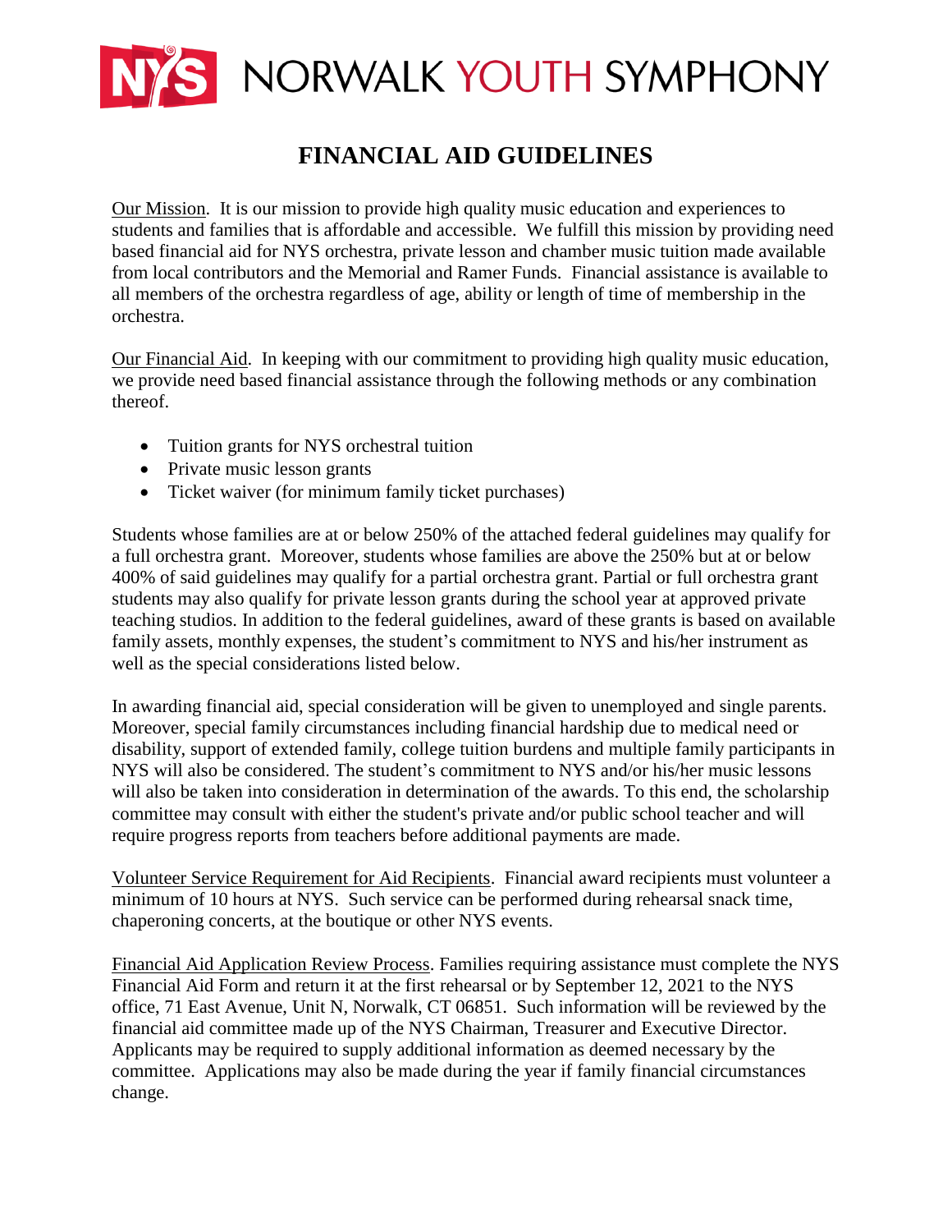# NORWALK YOUTH SYMPHONY

## FINANCIAL AID GUIDELINES

Our Mission. It is our mission to provide high quality music education and experiences to students and families that is affordable and accessible. We fulfill this mission by providing need based financial aid for NYS orchestra, private lesson and chamber music tuition made available from local contributors and the Memorial and Ramer Funds. Financial assistance is available to all members of the orchestra regardless of age, ability or length of time of membership in the orchestra.

Our Financial Aid. In keeping with our commitment to providing high quality music education, we provide need based financial assistance through the following methods or any combination thereof.

- Tuition grants for NYS orchestral tuition
- Private music lesson grants
- Ticket waiver (for minimum family ticket purchases)

Students whose families are at or below 250% of the attached federal guidelines may qualify for a full orchestra grant. Moreover, students whose families are above the 250% but at or below 400% of said guidelines may qualify for a partial orchestra grant. Partial or full orchestra grant students may also qualify for private lesson grants during the school year at approved private teaching studios. In addition to the federal guidelines, award of these grants is based on available family assets, monthly expenses, the student's commitment to NYS and his/her instrument as well as the special considerations listed below.

In awarding financial aid, special consideration will be given to unemployed and single parents. Moreover, special family circumstances including financial hardship due to medical need or disability, support of extended family, college tuition burdens and multiple family participants in NYS will also be considered. The student's commitment to NYS and/or his/her music lessons will also be taken into consideration in determination of the awards. To this end, the scholarship committee may consult with either the student's private and/or public school teacher and will require progress reports from teachers before additional payments are made.

Volunteer Service Requirement for Aid Recipients. Financial award recipients must volunteer a minimum of 10 hours at NYS. Such service can be performed during rehearsal snack time, chaperoning concerts, at the boutique or other NYS events.

Financial Aid Application Review Process. Families requiring assistance must complete the NYS Financial Aid Form and return it at the first rehearsal or by September 12, 2021 to the NYS office, 71 East Avenue, Unit N, Norwalk, CT 06851. Such information will be reviewed by the financial aid committee made up of the NYS Chairman, Treasurer and Executive Director. Applicants may be required to supply additional information as deemed necessary by the committee. Applications may also be made during the year if family financial circumstances change.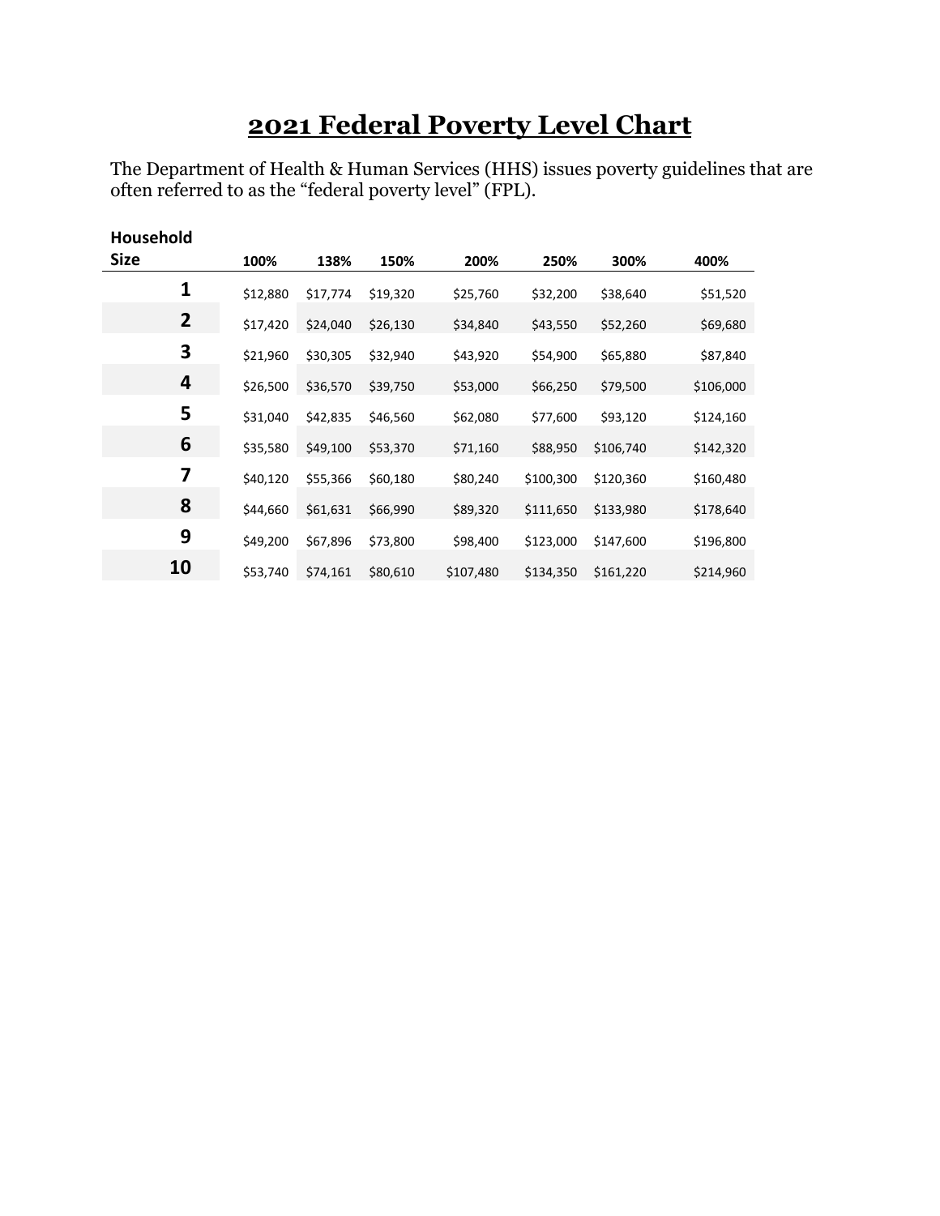# 2021 Federal Poverty Level Chart

The Department of Health & Human Services (HHS) issues poverty guidelines that are often referred to as the “federal poverty level” (FPL).

| Household Size | 100% | 138% | 150% | 200% | 250% | 300% | 400% |
|---|---|---|---|---|---|---|---|
| **1** | $12,880 | $17,774 | $19,320 | $25,760 | $32,200 | $38,640 | $51,520 |
| **2** | $17,420 | $24,040 | $26,130 | $34,840 | $43,550 | $52,260 | $69,680 |
| **3** | $21,960 | $30,305 | $32,940 | $43,920 | $54,900 | $65,880 | $87,840 |
| **4** | $26,500 | $36,570 | $39,750 | $53,000 | $66,250 | $79,500 | $106,000 |
| **5** | $31,040 | $42,835 | $46,560 | $62,080 | $77,600 | $93,120 | $124,160 |
| **6** | $35,580 | $49,100 | $53,370 | $71,160 | $88,950 | $106,740 | $142,320 |
| **7** | $40,120 | $55,366 | $60,180 | $80,240 | $100,300 | $120,360 | $160,480 |
| **8** | $44,660 | $61,631 | $66,990 | $89,320 | $111,650 | $133,980 | $178,640 |
| **9** | $49,200 | $67,896 | $73,800 | $98,400 | $123,000 | $147,600 | $196,800 |
| **10** | $53,740 | $74,161 | $80,610 | $107,480 | $134,350 | $161,220 | $214,960 |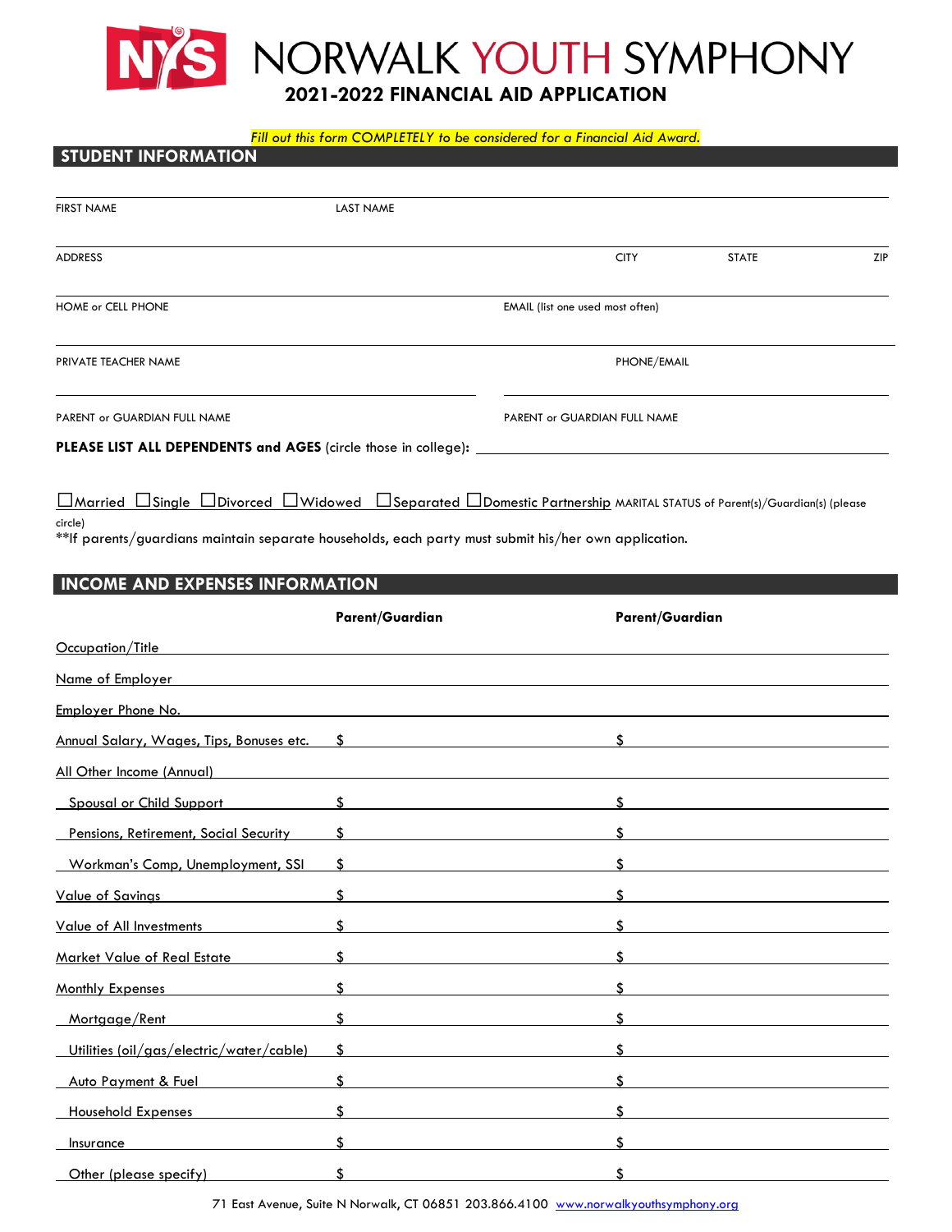# NORWALK YOUTH SYMPHONY

## 2021-2022 FINANCIAL AID APPLICATION

*Fill out this form COMPLETELY to be considered for a Financial Aid Award.*

## STUDENT INFORMATION

FIRST NAME _______________ LAST NAME _______________

ADDRESS _______________ CITY _______________ STATE _______________ ZIP _______________

HOME or CELL PHONE _______________ EMAIL (list one used most often) _______________

PRIVATE TEACHER NAME _______________ PHONE/EMAIL _______________

PARENT or GUARDIAN FULL NAME _______________ PARENT or GUARDIAN FULL NAME _______________

**PLEASE LIST ALL DEPENDENTS and AGES** (circle those in college): _______________

☐Married ☐Single ☐Divorced ☐Widowed ☐Separated ☐Domestic Partnership MARITAL STATUS of Parent(s)/Guardian(s) (please circle)

**If parents/guardians maintain separate households, each party must submit his/her own application.

## INCOME AND EXPENSES INFORMATION

| | **Parent/Guardian** | **Parent/Guardian** |
|---|---|---|
| Occupation/Title | | |
| Name of Employer | | |
| Employer Phone No. | | |
| Annual Salary, Wages, Tips, Bonuses etc. | $ | $ |
| All Other Income (Annual) | | |
| Spousal or Child Support | $ | $ |
| Pensions, Retirement, Social Security | $ | $ |
| Workman's Comp, Unemployment, SSI | $ | $ |
| Value of Savings | $ | $ |
| Value of All Investments | $ | $ |
| Market Value of Real Estate | $ | $ |
| Monthly Expenses | $ | $ |
| Mortgage/Rent | $ | $ |
| Utilities (oil/gas/electric/water/cable) | $ | $ |
| Auto Payment & Fuel | $ | $ |
| Household Expenses | $ | $ |
| Insurance | $ | $ |
| Other (please specify) | $ | $ |

71 East Avenue, Suite N Norwalk, CT 06851 203.866.4100 www.norwalkyouthsymphony.org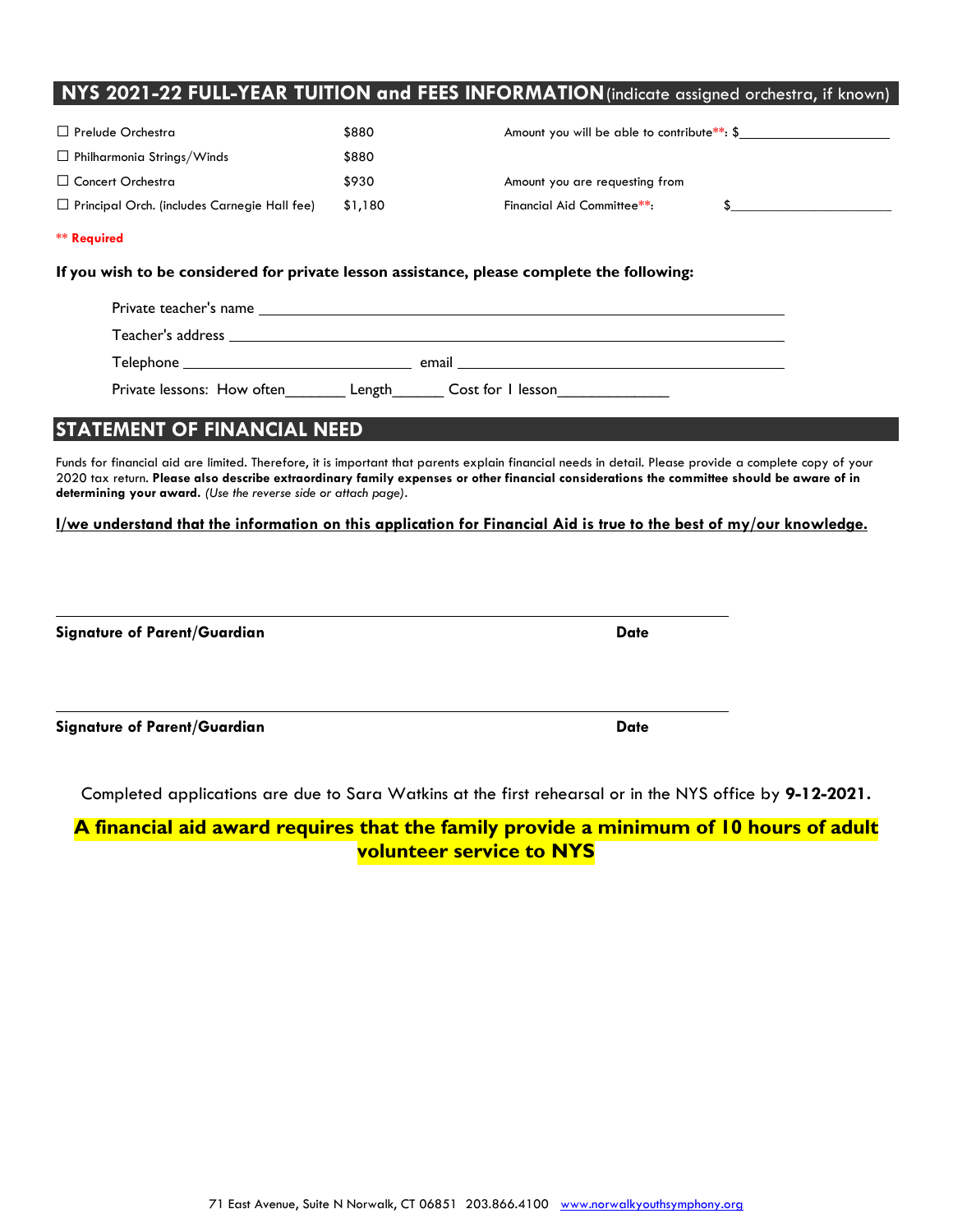## NYS 2021-22 FULL-YEAR TUITION and FEES INFORMATION (indicate assigned orchestra, if known)

| | | |
|---|---|---|
| ☐ Prelude Orchestra | $880 | Amount you will be able to contribute**: $____________________ |
| ☐ Philharmonia Strings/Winds | $880 | |
| ☐ Concert Orchestra | $930 | Amount you are requesting from |
| ☐ Principal Orch. (includes Carnegie Hall fee) | $1,180 | Financial Aid Committee**: $______________________ |

** Required

**If you wish to be considered for private lesson assistance, please complete the following:**

Private teacher's name ____________________________________________________________

Teacher's address ________________________________________________________________

Telephone ____________________________ email ________________________________________

Private lessons: How often_______ Length______ Cost for 1 lesson_____________

## STATEMENT OF FINANCIAL NEED

Funds for financial aid are limited. Therefore, it is important that parents explain financial needs in detail. Please provide a complete copy of your 2020 tax return. **Please also describe extraordinary family expenses or other financial considerations the committee should be aware of in determining your award.** *(Use the reverse side or attach page).*

**I/we understand that the information on this application for Financial Aid is true to the best of my/our knowledge.**

_______________________________________________________________________________

**Signature of Parent/Guardian** **Date**

_______________________________________________________________________________

**Signature of Parent/Guardian** **Date**

Completed applications are due to Sara Watkins at the first rehearsal or in the NYS office by **9-12-2021.**

**A financial aid award requires that the family provide a minimum of 10 hours of adult volunteer service to NYS**

71 East Avenue, Suite N Norwalk, CT 06851 203.866.4100 www.norwalkyouthsymphony.org